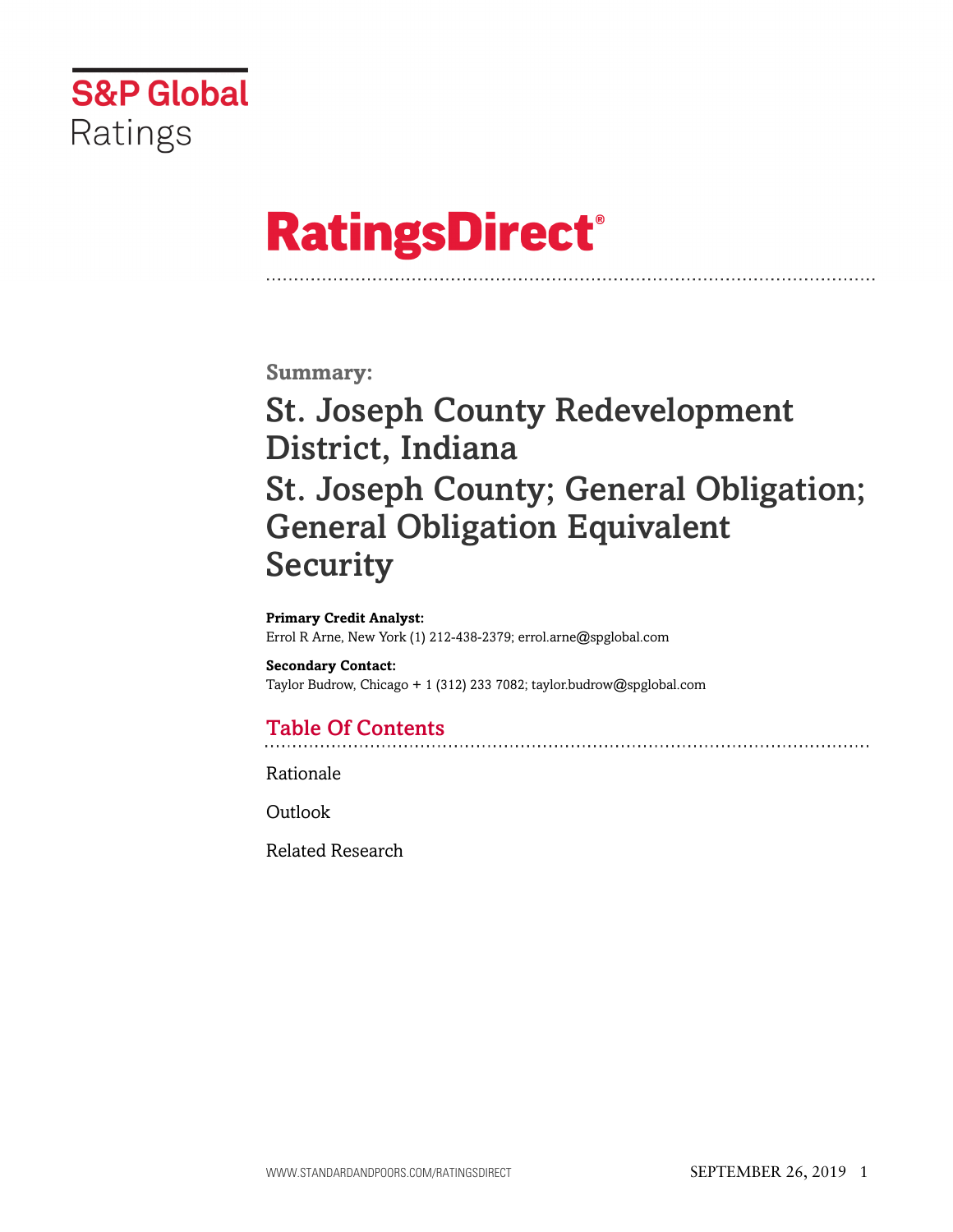S&P Global Ratings

# RatingsDirect®

## Summary:

# St. Joseph County Redevelopment District, Indiana
# St. Joseph County; General Obligation; General Obligation Equivalent Security

**Primary Credit Analyst:**
Errol R Arne, New York (1) 212-438-2379; errol.arne@spglobal.com

**Secondary Contact:**
Taylor Budrow, Chicago + 1 (312) 233 7082; taylor.budrow@spglobal.com

## Table Of Contents

Rationale

Outlook

Related Research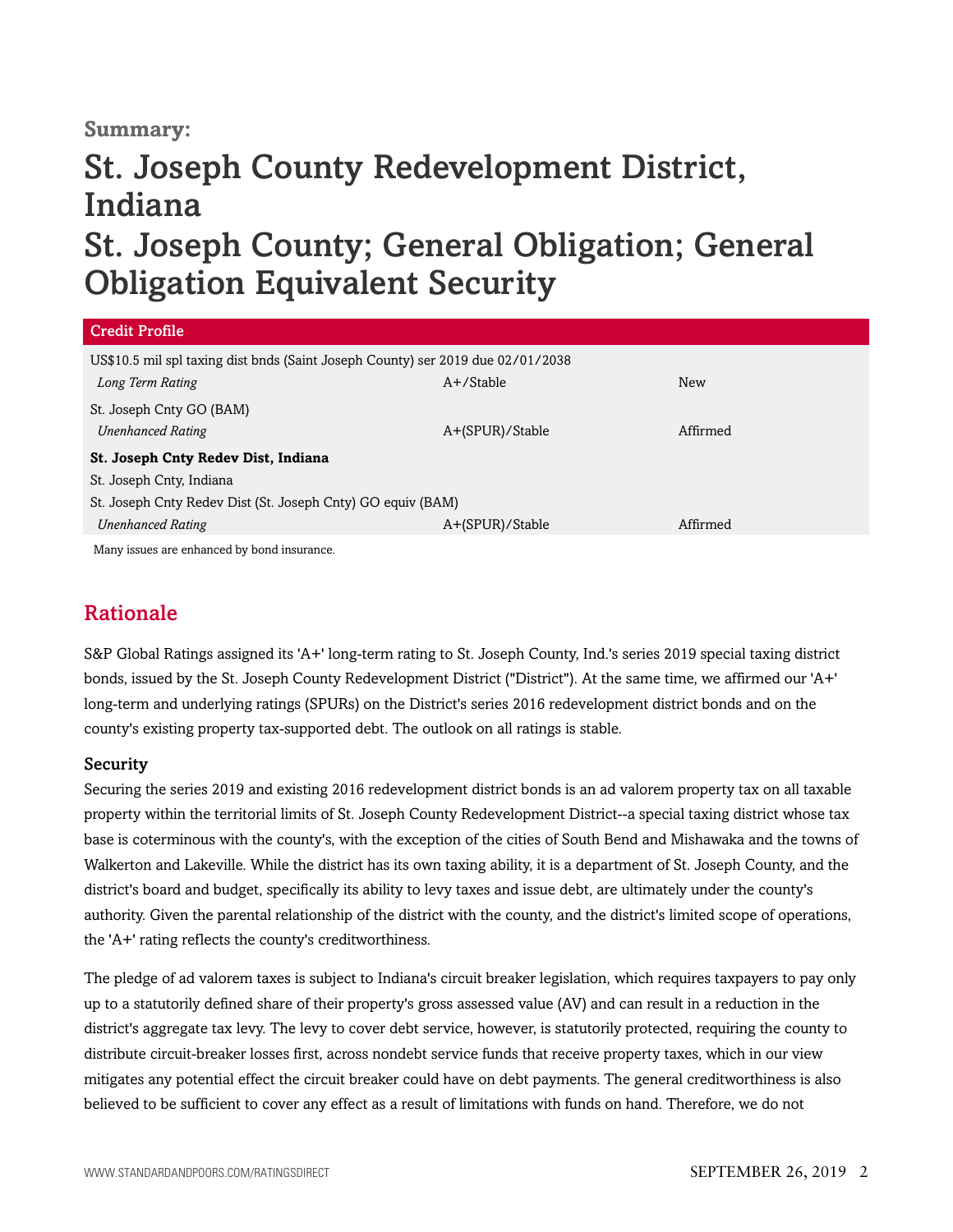**Summary:**

# St. Joseph County Redevelopment District, Indiana
# St. Joseph County; General Obligation; General Obligation Equivalent Security

| Credit Profile | | |
|---|---|---|
| US$10.5 mil spl taxing dist bnds (Saint Joseph County) ser 2019 due 02/01/2038 | | |
| *Long Term Rating* | A+/Stable | New |
| St. Joseph Cnty GO (BAM) | | |
| *Unenhanced Rating* | A+(SPUR)/Stable | Affirmed |
| **St. Joseph Cnty Redev Dist, Indiana** | | |
| St. Joseph Cnty, Indiana | | |
| St. Joseph Cnty Redev Dist (St. Joseph Cnty) GO equiv (BAM) | | |
| *Unenhanced Rating* | A+(SPUR)/Stable | Affirmed |

Many issues are enhanced by bond insurance.

## Rationale

S&P Global Ratings assigned its 'A+' long-term rating to St. Joseph County, Ind.'s series 2019 special taxing district bonds, issued by the St. Joseph County Redevelopment District ("District"). At the same time, we affirmed our 'A+' long-term and underlying ratings (SPURs) on the District's series 2016 redevelopment district bonds and on the county's existing property tax-supported debt. The outlook on all ratings is stable.

### Security

Securing the series 2019 and existing 2016 redevelopment district bonds is an ad valorem property tax on all taxable property within the territorial limits of St. Joseph County Redevelopment District--a special taxing district whose tax base is coterminous with the county's, with the exception of the cities of South Bend and Mishawaka and the towns of Walkerton and Lakeville. While the district has its own taxing ability, it is a department of St. Joseph County, and the district's board and budget, specifically its ability to levy taxes and issue debt, are ultimately under the county's authority. Given the parental relationship of the district with the county, and the district's limited scope of operations, the 'A+' rating reflects the county's creditworthiness.

The pledge of ad valorem taxes is subject to Indiana's circuit breaker legislation, which requires taxpayers to pay only up to a statutorily defined share of their property's gross assessed value (AV) and can result in a reduction in the district's aggregate tax levy. The levy to cover debt service, however, is statutorily protected, requiring the county to distribute circuit-breaker losses first, across nondebt service funds that receive property taxes, which in our view mitigates any potential effect the circuit breaker could have on debt payments. The general creditworthiness is also believed to be sufficient to cover any effect as a result of limitations with funds on hand. Therefore, we do not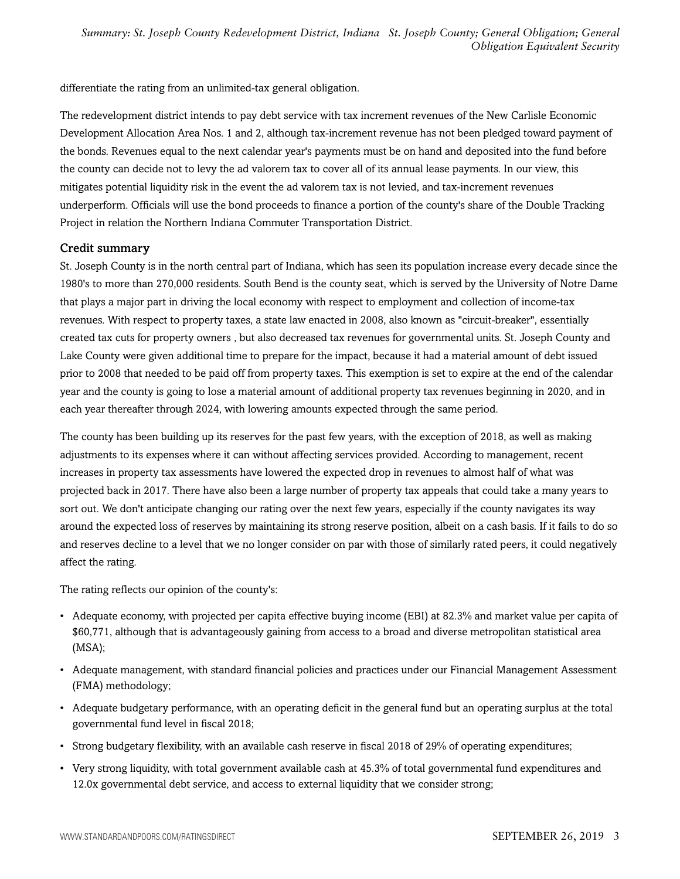differentiate the rating from an unlimited-tax general obligation.

The redevelopment district intends to pay debt service with tax increment revenues of the New Carlisle Economic Development Allocation Area Nos. 1 and 2, although tax-increment revenue has not been pledged toward payment of the bonds. Revenues equal to the next calendar year's payments must be on hand and deposited into the fund before the county can decide not to levy the ad valorem tax to cover all of its annual lease payments. In our view, this mitigates potential liquidity risk in the event the ad valorem tax is not levied, and tax-increment revenues underperform. Officials will use the bond proceeds to finance a portion of the county's share of the Double Tracking Project in relation the Northern Indiana Commuter Transportation District.

## Credit summary

St. Joseph County is in the north central part of Indiana, which has seen its population increase every decade since the 1980's to more than 270,000 residents. South Bend is the county seat, which is served by the University of Notre Dame that plays a major part in driving the local economy with respect to employment and collection of income-tax revenues. With respect to property taxes, a state law enacted in 2008, also known as "circuit-breaker", essentially created tax cuts for property owners , but also decreased tax revenues for governmental units. St. Joseph County and Lake County were given additional time to prepare for the impact, because it had a material amount of debt issued prior to 2008 that needed to be paid off from property taxes. This exemption is set to expire at the end of the calendar year and the county is going to lose a material amount of additional property tax revenues beginning in 2020, and in each year thereafter through 2024, with lowering amounts expected through the same period.

The county has been building up its reserves for the past few years, with the exception of 2018, as well as making adjustments to its expenses where it can without affecting services provided. According to management, recent increases in property tax assessments have lowered the expected drop in revenues to almost half of what was projected back in 2017. There have also been a large number of property tax appeals that could take a many years to sort out. We don't anticipate changing our rating over the next few years, especially if the county navigates its way around the expected loss of reserves by maintaining its strong reserve position, albeit on a cash basis. If it fails to do so and reserves decline to a level that we no longer consider on par with those of similarly rated peers, it could negatively affect the rating.

The rating reflects our opinion of the county's:

- Adequate economy, with projected per capita effective buying income (EBI) at 82.3% and market value per capita of $60,771, although that is advantageously gaining from access to a broad and diverse metropolitan statistical area (MSA);
- Adequate management, with standard financial policies and practices under our Financial Management Assessment (FMA) methodology;
- Adequate budgetary performance, with an operating deficit in the general fund but an operating surplus at the total governmental fund level in fiscal 2018;
- Strong budgetary flexibility, with an available cash reserve in fiscal 2018 of 29% of operating expenditures;
- Very strong liquidity, with total government available cash at 45.3% of total governmental fund expenditures and 12.0x governmental debt service, and access to external liquidity that we consider strong;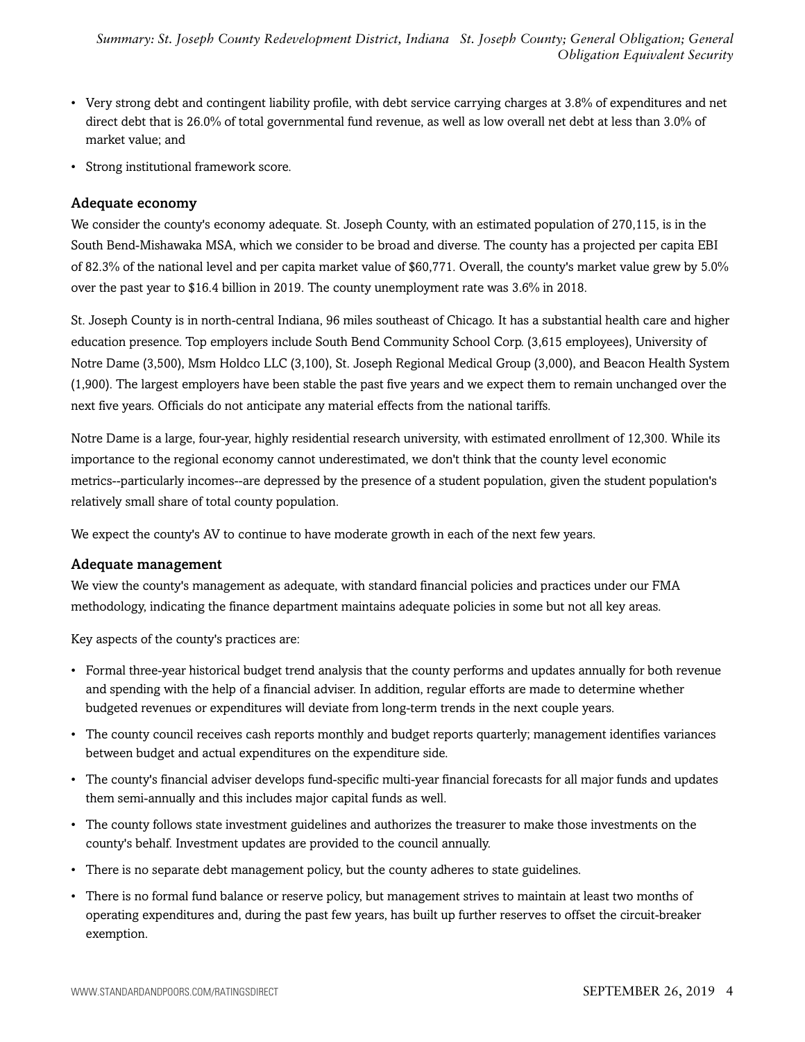- Very strong debt and contingent liability profile, with debt service carrying charges at 3.8% of expenditures and net direct debt that is 26.0% of total governmental fund revenue, as well as low overall net debt at less than 3.0% of market value; and
- Strong institutional framework score.

### Adequate economy

We consider the county's economy adequate. St. Joseph County, with an estimated population of 270,115, is in the South Bend-Mishawaka MSA, which we consider to be broad and diverse. The county has a projected per capita EBI of 82.3% of the national level and per capita market value of $60,771. Overall, the county's market value grew by 5.0% over the past year to $16.4 billion in 2019. The county unemployment rate was 3.6% in 2018.

St. Joseph County is in north-central Indiana, 96 miles southeast of Chicago. It has a substantial health care and higher education presence. Top employers include South Bend Community School Corp. (3,615 employees), University of Notre Dame (3,500), Msm Holdco LLC (3,100), St. Joseph Regional Medical Group (3,000), and Beacon Health System (1,900). The largest employers have been stable the past five years and we expect them to remain unchanged over the next five years. Officials do not anticipate any material effects from the national tariffs.

Notre Dame is a large, four-year, highly residential research university, with estimated enrollment of 12,300. While its importance to the regional economy cannot underestimated, we don't think that the county level economic metrics--particularly incomes--are depressed by the presence of a student population, given the student population's relatively small share of total county population.

We expect the county's AV to continue to have moderate growth in each of the next few years.

### Adequate management

We view the county's management as adequate, with standard financial policies and practices under our FMA methodology, indicating the finance department maintains adequate policies in some but not all key areas.

Key aspects of the county's practices are:

- Formal three-year historical budget trend analysis that the county performs and updates annually for both revenue and spending with the help of a financial adviser. In addition, regular efforts are made to determine whether budgeted revenues or expenditures will deviate from long-term trends in the next couple years.
- The county council receives cash reports monthly and budget reports quarterly; management identifies variances between budget and actual expenditures on the expenditure side.
- The county's financial adviser develops fund-specific multi-year financial forecasts for all major funds and updates them semi-annually and this includes major capital funds as well.
- The county follows state investment guidelines and authorizes the treasurer to make those investments on the county's behalf. Investment updates are provided to the council annually.
- There is no separate debt management policy, but the county adheres to state guidelines.
- There is no formal fund balance or reserve policy, but management strives to maintain at least two months of operating expenditures and, during the past few years, has built up further reserves to offset the circuit-breaker exemption.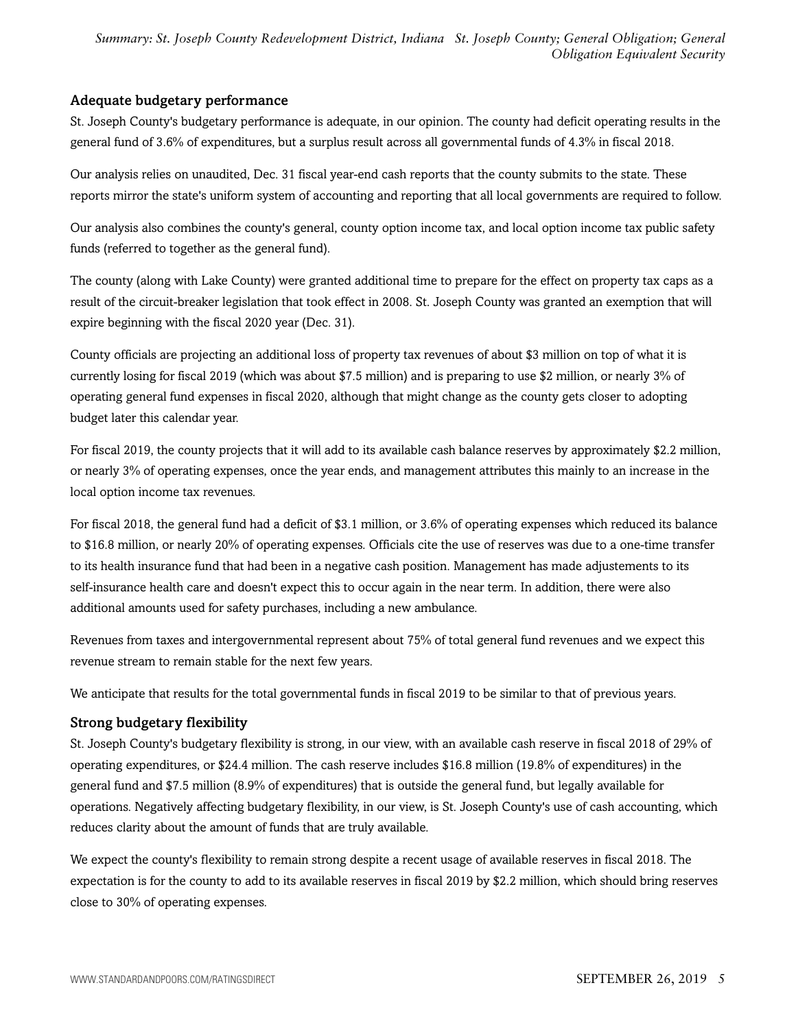### Adequate budgetary performance

St. Joseph County's budgetary performance is adequate, in our opinion. The county had deficit operating results in the general fund of 3.6% of expenditures, but a surplus result across all governmental funds of 4.3% in fiscal 2018.

Our analysis relies on unaudited, Dec. 31 fiscal year-end cash reports that the county submits to the state. These reports mirror the state's uniform system of accounting and reporting that all local governments are required to follow.

Our analysis also combines the county's general, county option income tax, and local option income tax public safety funds (referred to together as the general fund).

The county (along with Lake County) were granted additional time to prepare for the effect on property tax caps as a result of the circuit-breaker legislation that took effect in 2008. St. Joseph County was granted an exemption that will expire beginning with the fiscal 2020 year (Dec. 31).

County officials are projecting an additional loss of property tax revenues of about $3 million on top of what it is currently losing for fiscal 2019 (which was about $7.5 million) and is preparing to use $2 million, or nearly 3% of operating general fund expenses in fiscal 2020, although that might change as the county gets closer to adopting budget later this calendar year.

For fiscal 2019, the county projects that it will add to its available cash balance reserves by approximately $2.2 million, or nearly 3% of operating expenses, once the year ends, and management attributes this mainly to an increase in the local option income tax revenues.

For fiscal 2018, the general fund had a deficit of $3.1 million, or 3.6% of operating expenses which reduced its balance to $16.8 million, or nearly 20% of operating expenses. Officials cite the use of reserves was due to a one-time transfer to its health insurance fund that had been in a negative cash position. Management has made adjustements to its self-insurance health care and doesn't expect this to occur again in the near term. In addition, there were also additional amounts used for safety purchases, including a new ambulance.

Revenues from taxes and intergovernmental represent about 75% of total general fund revenues and we expect this revenue stream to remain stable for the next few years.

We anticipate that results for the total governmental funds in fiscal 2019 to be similar to that of previous years.

### Strong budgetary flexibility

St. Joseph County's budgetary flexibility is strong, in our view, with an available cash reserve in fiscal 2018 of 29% of operating expenditures, or $24.4 million. The cash reserve includes $16.8 million (19.8% of expenditures) in the general fund and $7.5 million (8.9% of expenditures) that is outside the general fund, but legally available for operations. Negatively affecting budgetary flexibility, in our view, is St. Joseph County's use of cash accounting, which reduces clarity about the amount of funds that are truly available.

We expect the county's flexibility to remain strong despite a recent usage of available reserves in fiscal 2018. The expectation is for the county to add to its available reserves in fiscal 2019 by $2.2 million, which should bring reserves close to 30% of operating expenses.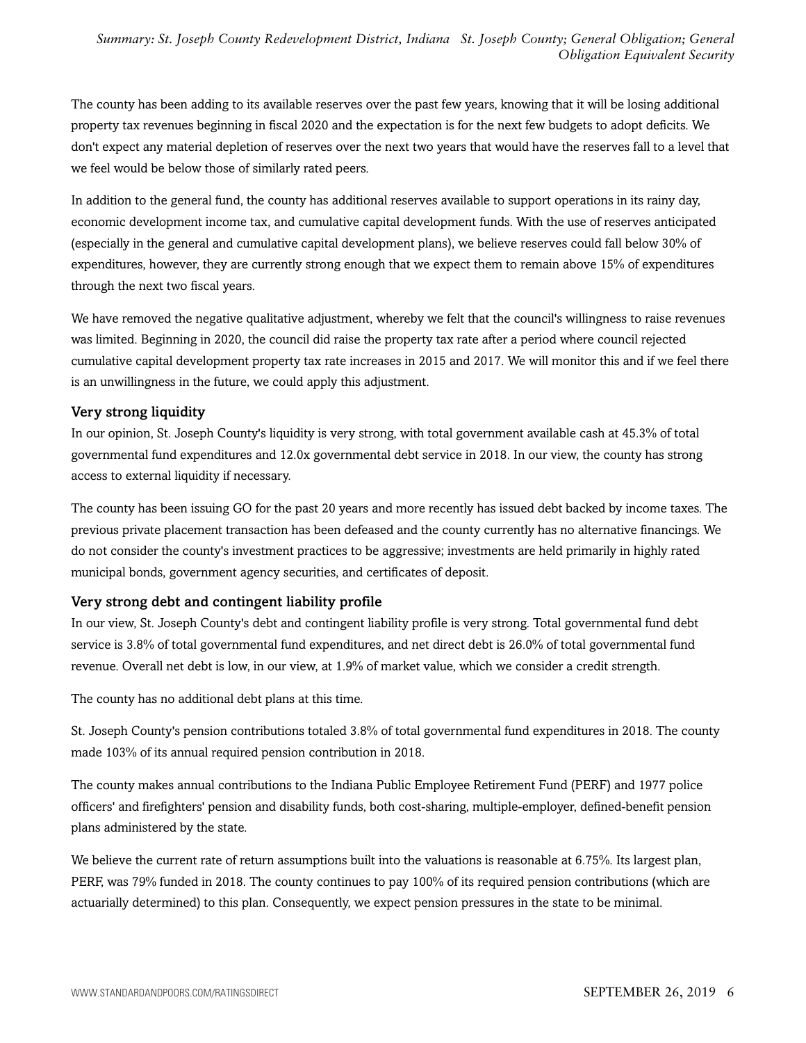The county has been adding to its available reserves over the past few years, knowing that it will be losing additional property tax revenues beginning in fiscal 2020 and the expectation is for the next few budgets to adopt deficits. We don't expect any material depletion of reserves over the next two years that would have the reserves fall to a level that we feel would be below those of similarly rated peers.

In addition to the general fund, the county has additional reserves available to support operations in its rainy day, economic development income tax, and cumulative capital development funds. With the use of reserves anticipated (especially in the general and cumulative capital development plans), we believe reserves could fall below 30% of expenditures, however, they are currently strong enough that we expect them to remain above 15% of expenditures through the next two fiscal years.

We have removed the negative qualitative adjustment, whereby we felt that the council's willingness to raise revenues was limited. Beginning in 2020, the council did raise the property tax rate after a period where council rejected cumulative capital development property tax rate increases in 2015 and 2017. We will monitor this and if we feel there is an unwillingness in the future, we could apply this adjustment.

### Very strong liquidity

In our opinion, St. Joseph County's liquidity is very strong, with total government available cash at 45.3% of total governmental fund expenditures and 12.0x governmental debt service in 2018. In our view, the county has strong access to external liquidity if necessary.

The county has been issuing GO for the past 20 years and more recently has issued debt backed by income taxes. The previous private placement transaction has been defeased and the county currently has no alternative financings. We do not consider the county's investment practices to be aggressive; investments are held primarily in highly rated municipal bonds, government agency securities, and certificates of deposit.

### Very strong debt and contingent liability profile

In our view, St. Joseph County's debt and contingent liability profile is very strong. Total governmental fund debt service is 3.8% of total governmental fund expenditures, and net direct debt is 26.0% of total governmental fund revenue. Overall net debt is low, in our view, at 1.9% of market value, which we consider a credit strength.

The county has no additional debt plans at this time.

St. Joseph County's pension contributions totaled 3.8% of total governmental fund expenditures in 2018. The county made 103% of its annual required pension contribution in 2018.

The county makes annual contributions to the Indiana Public Employee Retirement Fund (PERF) and 1977 police officers' and firefighters' pension and disability funds, both cost-sharing, multiple-employer, defined-benefit pension plans administered by the state.

We believe the current rate of return assumptions built into the valuations is reasonable at 6.75%. Its largest plan, PERF, was 79% funded in 2018. The county continues to pay 100% of its required pension contributions (which are actuarially determined) to this plan. Consequently, we expect pension pressures in the state to be minimal.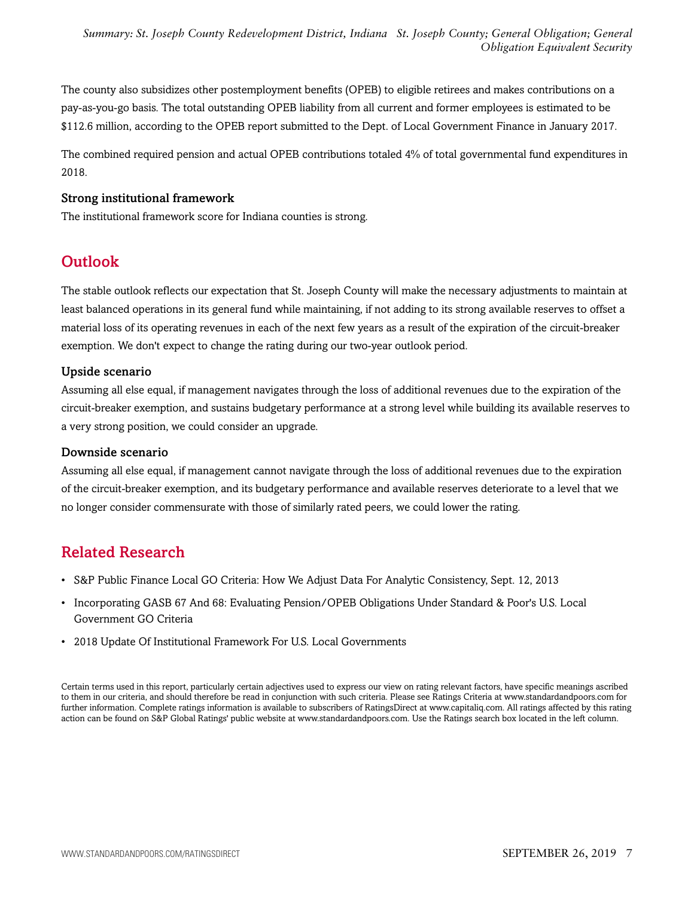The county also subsidizes other postemployment benefits (OPEB) to eligible retirees and makes contributions on a pay-as-you-go basis. The total outstanding OPEB liability from all current and former employees is estimated to be $112.6 million, according to the OPEB report submitted to the Dept. of Local Government Finance in January 2017.

The combined required pension and actual OPEB contributions totaled 4% of total governmental fund expenditures in 2018.

### Strong institutional framework

The institutional framework score for Indiana counties is strong.

## Outlook

The stable outlook reflects our expectation that St. Joseph County will make the necessary adjustments to maintain at least balanced operations in its general fund while maintaining, if not adding to its strong available reserves to offset a material loss of its operating revenues in each of the next few years as a result of the expiration of the circuit-breaker exemption. We don't expect to change the rating during our two-year outlook period.

### Upside scenario

Assuming all else equal, if management navigates through the loss of additional revenues due to the expiration of the circuit-breaker exemption, and sustains budgetary performance at a strong level while building its available reserves to a very strong position, we could consider an upgrade.

### Downside scenario

Assuming all else equal, if management cannot navigate through the loss of additional revenues due to the expiration of the circuit-breaker exemption, and its budgetary performance and available reserves deteriorate to a level that we no longer consider commensurate with those of similarly rated peers, we could lower the rating.

## Related Research

- S&P Public Finance Local GO Criteria: How We Adjust Data For Analytic Consistency, Sept. 12, 2013
- Incorporating GASB 67 And 68: Evaluating Pension/OPEB Obligations Under Standard & Poor's U.S. Local Government GO Criteria
- 2018 Update Of Institutional Framework For U.S. Local Governments

Certain terms used in this report, particularly certain adjectives used to express our view on rating relevant factors, have specific meanings ascribed to them in our criteria, and should therefore be read in conjunction with such criteria. Please see Ratings Criteria at www.standardandpoors.com for further information. Complete ratings information is available to subscribers of RatingsDirect at www.capitaliq.com. All ratings affected by this rating action can be found on S&P Global Ratings' public website at www.standardandpoors.com. Use the Ratings search box located in the left column.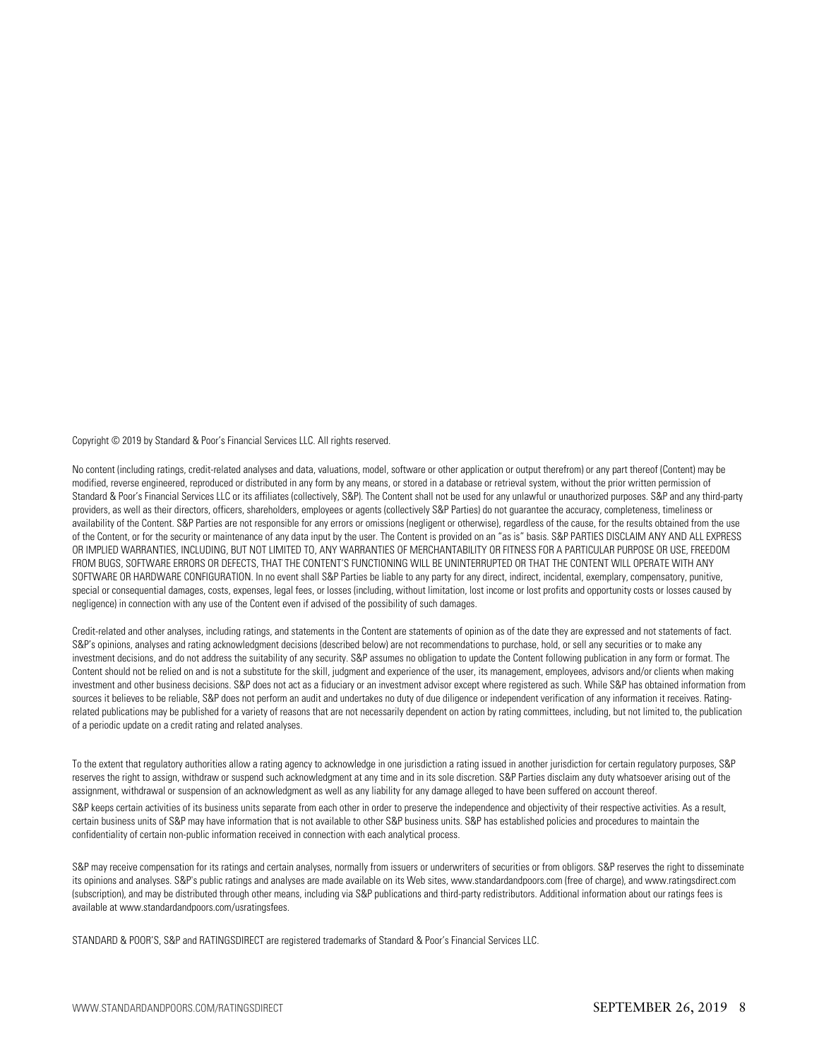Copyright © 2019 by Standard & Poor's Financial Services LLC. All rights reserved.

No content (including ratings, credit-related analyses and data, valuations, model, software or other application or output therefrom) or any part thereof (Content) may be modified, reverse engineered, reproduced or distributed in any form by any means, or stored in a database or retrieval system, without the prior written permission of Standard & Poor's Financial Services LLC or its affiliates (collectively, S&P). The Content shall not be used for any unlawful or unauthorized purposes. S&P and any third-party providers, as well as their directors, officers, shareholders, employees or agents (collectively S&P Parties) do not guarantee the accuracy, completeness, timeliness or availability of the Content. S&P Parties are not responsible for any errors or omissions (negligent or otherwise), regardless of the cause, for the results obtained from the use of the Content, or for the security or maintenance of any data input by the user. The Content is provided on an "as is" basis. S&P PARTIES DISCLAIM ANY AND ALL EXPRESS OR IMPLIED WARRANTIES, INCLUDING, BUT NOT LIMITED TO, ANY WARRANTIES OF MERCHANTABILITY OR FITNESS FOR A PARTICULAR PURPOSE OR USE, FREEDOM FROM BUGS, SOFTWARE ERRORS OR DEFECTS, THAT THE CONTENT'S FUNCTIONING WILL BE UNINTERRUPTED OR THAT THE CONTENT WILL OPERATE WITH ANY SOFTWARE OR HARDWARE CONFIGURATION. In no event shall S&P Parties be liable to any party for any direct, indirect, incidental, exemplary, compensatory, punitive, special or consequential damages, costs, expenses, legal fees, or losses (including, without limitation, lost income or lost profits and opportunity costs or losses caused by negligence) in connection with any use of the Content even if advised of the possibility of such damages.

Credit-related and other analyses, including ratings, and statements in the Content are statements of opinion as of the date they are expressed and not statements of fact. S&P's opinions, analyses and rating acknowledgment decisions (described below) are not recommendations to purchase, hold, or sell any securities or to make any investment decisions, and do not address the suitability of any security. S&P assumes no obligation to update the Content following publication in any form or format. The Content should not be relied on and is not a substitute for the skill, judgment and experience of the user, its management, employees, advisors and/or clients when making investment and other business decisions. S&P does not act as a fiduciary or an investment advisor except where registered as such. While S&P has obtained information from sources it believes to be reliable, S&P does not perform an audit and undertakes no duty of due diligence or independent verification of any information it receives. Rating-related publications may be published for a variety of reasons that are not necessarily dependent on action by rating committees, including, but not limited to, the publication of a periodic update on a credit rating and related analyses.

To the extent that regulatory authorities allow a rating agency to acknowledge in one jurisdiction a rating issued in another jurisdiction for certain regulatory purposes, S&P reserves the right to assign, withdraw or suspend such acknowledgment at any time and in its sole discretion. S&P Parties disclaim any duty whatsoever arising out of the assignment, withdrawal or suspension of an acknowledgment as well as any liability for any damage alleged to have been suffered on account thereof.

S&P keeps certain activities of its business units separate from each other in order to preserve the independence and objectivity of their respective activities. As a result, certain business units of S&P may have information that is not available to other S&P business units. S&P has established policies and procedures to maintain the confidentiality of certain non-public information received in connection with each analytical process.

S&P may receive compensation for its ratings and certain analyses, normally from issuers or underwriters of securities or from obligors. S&P reserves the right to disseminate its opinions and analyses. S&P's public ratings and analyses are made available on its Web sites, www.standardandpoors.com (free of charge), and www.ratingsdirect.com (subscription), and may be distributed through other means, including via S&P publications and third-party redistributors. Additional information about our ratings fees is available at www.standardandpoors.com/usratingsfees.

STANDARD & POOR'S, S&P and RATINGSDIRECT are registered trademarks of Standard & Poor's Financial Services LLC.